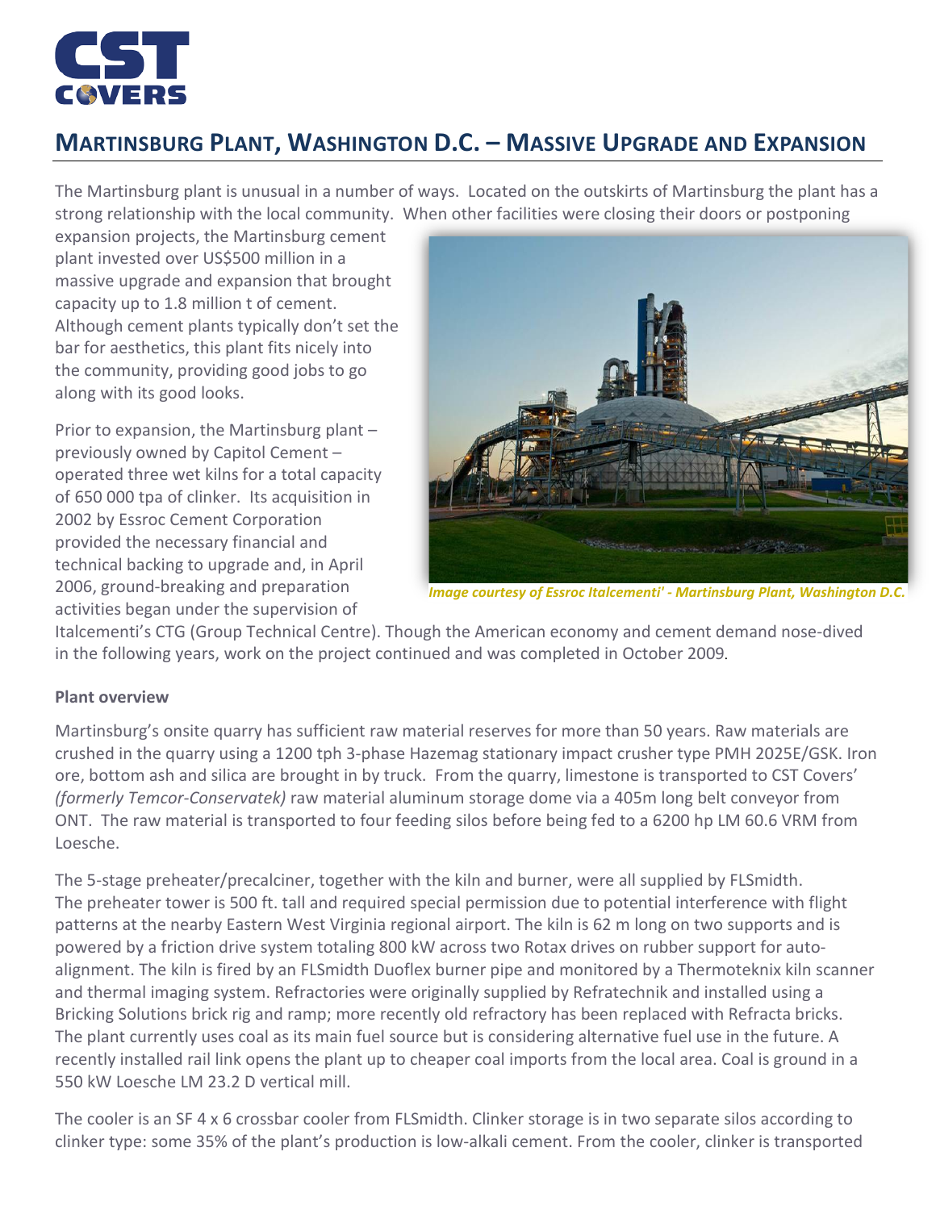# MARTINSBURG PLANT, WASHINGTON D.C. – MASSIVE UPGRADE AND EXPANSION

The Martinsburg plant is unusual in a number of ways. Located on the outskirts of Martinsburg the plant has a strong relationship with the local community. When other facilities were closing their doors or postponing expansion projects, the Martinsburg cement plant invested over US$500 million in a massive upgrade and expansion that brought capacity up to 1.8 million t of cement. Although cement plants typically don't set the bar for aesthetics, this plant fits nicely into the community, providing good jobs to go along with its good looks.

Prior to expansion, the Martinsburg plant – previously owned by Capitol Cement – operated three wet kilns for a total capacity of 650 000 tpa of clinker. Its acquisition in 2002 by Essroc Cement Corporation provided the necessary financial and technical backing to upgrade and, in April 2006, ground-breaking and preparation activities began under the supervision of Italcementi's CTG (Group Technical Centre). Though the American economy and cement demand nose-dived in the following years, work on the project continued and was completed in October 2009.

*Image courtesy of Essroc Italcementi' - Martinsburg Plant, Washington D.C.*

**Plant overview**

Martinsburg's onsite quarry has sufficient raw material reserves for more than 50 years. Raw materials are crushed in the quarry using a 1200 tph 3-phase Hazemag stationary impact crusher type PMH 2025E/GSK. Iron ore, bottom ash and silica are brought in by truck. From the quarry, limestone is transported to CST Covers' *(formerly Temcor-Conservatek)* raw material aluminum storage dome via a 405m long belt conveyor from ONT. The raw material is transported to four feeding silos before being fed to a 6200 hp LM 60.6 VRM from Loesche.

The 5-stage preheater/precalciner, together with the kiln and burner, were all supplied by FLSmidth. The preheater tower is 500 ft. tall and required special permission due to potential interference with flight patterns at the nearby Eastern West Virginia regional airport. The kiln is 62 m long on two supports and is powered by a friction drive system totaling 800 kW across two Rotax drives on rubber support for auto-alignment. The kiln is fired by an FLSmidth Duoflex burner pipe and monitored by a Thermoteknix kiln scanner and thermal imaging system. Refractories were originally supplied by Refratechnik and installed using a Bricking Solutions brick rig and ramp; more recently old refractory has been replaced with Refracta bricks. The plant currently uses coal as its main fuel source but is considering alternative fuel use in the future. A recently installed rail link opens the plant up to cheaper coal imports from the local area. Coal is ground in a 550 kW Loesche LM 23.2 D vertical mill.

The cooler is an SF 4 x 6 crossbar cooler from FLSmidth. Clinker storage is in two separate silos according to clinker type: some 35% of the plant's production is low-alkali cement. From the cooler, clinker is transported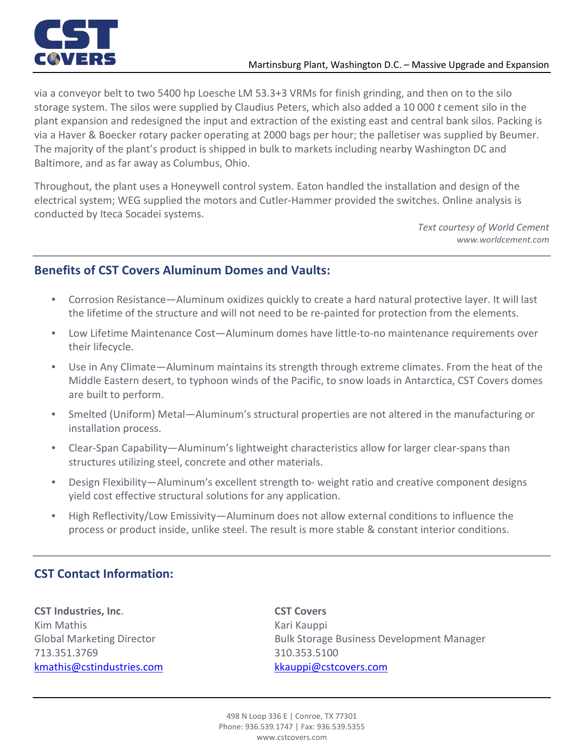via a conveyor belt to two 5400 hp Loesche LM 53.3+3 VRMs for finish grinding, and then on to the silo storage system. The silos were supplied by Claudius Peters, which also added a 10 000 *t* cement silo in the plant expansion and redesigned the input and extraction of the existing east and central bank silos. Packing is via a Haver & Boecker rotary packer operating at 2000 bags per hour; the palletiser was supplied by Beumer. The majority of the plant's product is shipped in bulk to markets including nearby Washington DC and Baltimore, and as far away as Columbus, Ohio.

Throughout, the plant uses a Honeywell control system. Eaton handled the installation and design of the electrical system; WEG supplied the motors and Cutler-Hammer provided the switches. Online analysis is conducted by Iteca Socadei systems.

*Text courtesy of World Cement*
*www.worldcement.com*

## Benefits of CST Covers Aluminum Domes and Vaults:

- Corrosion Resistance—Aluminum oxidizes quickly to create a hard natural protective layer. It will last the lifetime of the structure and will not need to be re-painted for protection from the elements.
- Low Lifetime Maintenance Cost—Aluminum domes have little-to-no maintenance requirements over their lifecycle.
- Use in Any Climate—Aluminum maintains its strength through extreme climates. From the heat of the Middle Eastern desert, to typhoon winds of the Pacific, to snow loads in Antarctica, CST Covers domes are built to perform.
- Smelted (Uniform) Metal—Aluminum's structural properties are not altered in the manufacturing or installation process.
- Clear-Span Capability—Aluminum's lightweight characteristics allow for larger clear-spans than structures utilizing steel, concrete and other materials.
- Design Flexibility—Aluminum's excellent strength to- weight ratio and creative component designs yield cost effective structural solutions for any application.
- High Reflectivity/Low Emissivity—Aluminum does not allow external conditions to influence the process or product inside, unlike steel. The result is more stable & constant interior conditions.

## CST Contact Information:

**CST Industries, Inc**.
Kim Mathis
Global Marketing Director
713.351.3769
kmathis@cstindustries.com

**CST Covers**
Kari Kauppi
Bulk Storage Business Development Manager
310.353.5100
kkauppi@cstcovers.com

498 N Loop 336 E | Conroe, TX 77301
Phone: 936.539.1747 | Fax: 936.539.5355
www.cstcovers.com